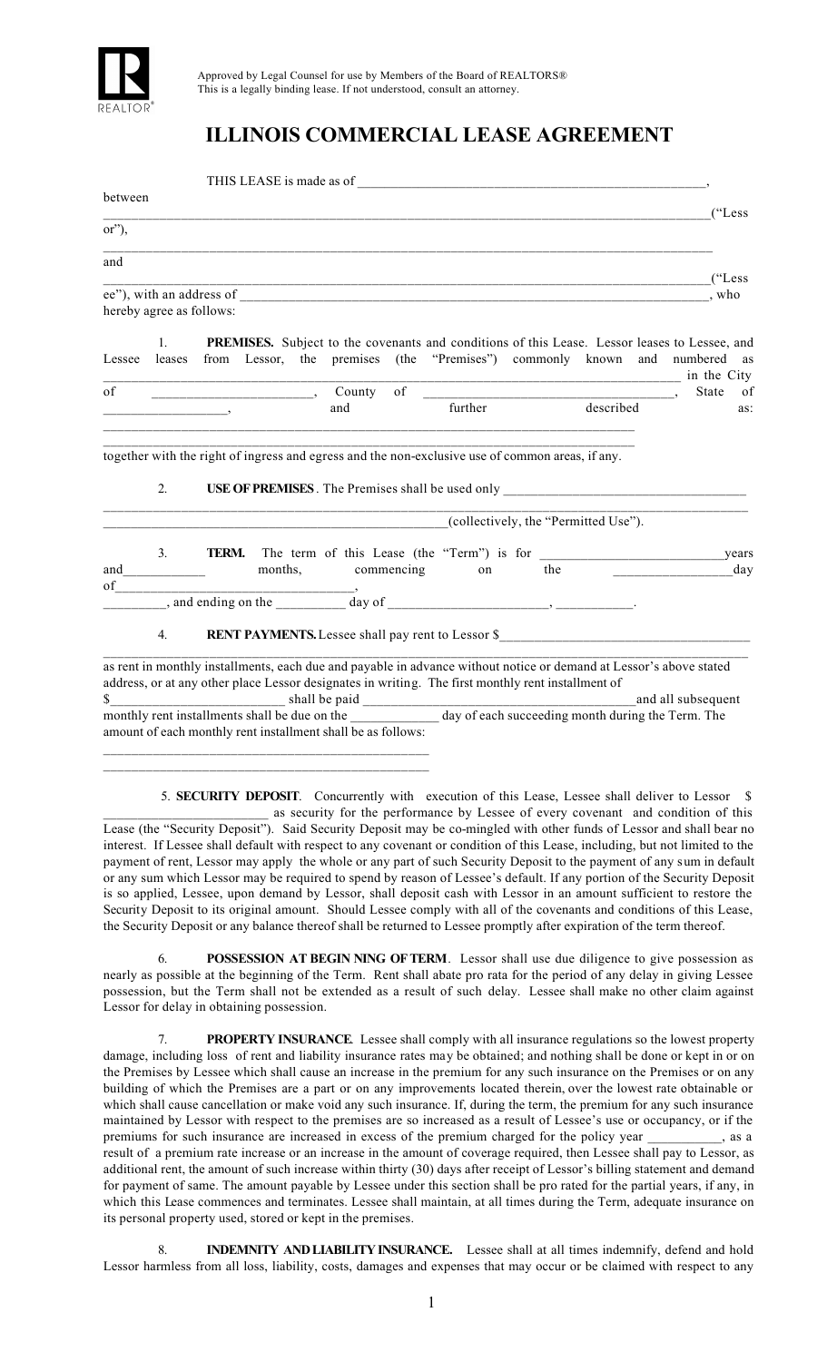Approved by Legal Counsel for use by Members of the Board of REALTORS®
This is a legally binding lease. If not understood, consult an attorney.

# ILLINOIS COMMERCIAL LEASE AGREEMENT

THIS LEASE is made as of ________________________________________________,

between

______________________________________________________________________________("Lessor"),

______________________________________________________________________________

and

______________________________________________________________________________("Lessee"), with an address of ______________________________________________________________, who hereby agree as follows:

1. **PREMISES.** Subject to the covenants and conditions of this Lease. Lessor leases to Lessee, and Lessee leases from Lessor, the premises (the "Premises") commonly known and numbered as ______________________________________________________________________ in the City of ______________________, County of ____________________________________, State of _________________, and further described as: ______________________________________________________________________________

______________________________________________________________________________

together with the right of ingress and egress and the non-exclusive use of common areas, if any.

2. **USE OF PREMISES**. The Premises shall be used only ____________________________________

______________________________________________________________________________

_________________________________________________(collectively, the "Permitted Use").

3. **TERM.** The term of this Lease (the "Term") is for __________________________years and___________ months, commencing on the _________________day of________________________________, _________, and ending on the __________ day of ______________________, ___________.

4. **RENT PAYMENTS.** Lessee shall pay rent to Lessor $___________________________________

______________________________________________________________________________

as rent in monthly installments, each due and payable in advance without notice or demand at Lessor's above stated address, or at any other place Lessor designates in writing. The first monthly rent installment of $________________________ shall be paid ________________________________________and all subsequent monthly rent installments shall be due on the _____________ day of each succeeding month during the Term. The amount of each monthly rent installment shall be as follows:

__________________________________________________

__________________________________________________

5. **SECURITY DEPOSIT**. Concurrently with execution of this Lease, Lessee shall deliver to Lessor $________________________ as security for the performance by Lessee of every covenant and condition of this Lease (the "Security Deposit"). Said Security Deposit may be co-mingled with other funds of Lessor and shall bear no interest. If Lessee shall default with respect to any covenant or condition of this Lease, including, but not limited to the payment of rent, Lessor may apply the whole or any part of such Security Deposit to the payment of any sum in default or any sum which Lessor may be required to spend by reason of Lessee's default. If any portion of the Security Deposit is so applied, Lessee, upon demand by Lessor, shall deposit cash with Lessor in an amount sufficient to restore the Security Deposit to its original amount. Should Lessee comply with all of the covenants and conditions of this Lease, the Security Deposit or any balance thereof shall be returned to Lessee promptly after expiration of the term thereof.

6. **POSSESSION AT BEGIN NING OF TERM**. Lessor shall use due diligence to give possession as nearly as possible at the beginning of the Term. Rent shall abate pro rata for the period of any delay in giving Lessee possession, but the Term shall not be extended as a result of such delay. Lessee shall make no other claim against Lessor for delay in obtaining possession.

7. **PROPERTY INSURANCE**. Lessee shall comply with all insurance regulations so the lowest property damage, including loss of rent and liability insurance rates may be obtained; and nothing shall be done or kept in or on the Premises by Lessee which shall cause an increase in the premium for any such insurance on the Premises or on any building of which the Premises are a part or on any improvements located therein, over the lowest rate obtainable or which shall cause cancellation or make void any such insurance. If, during the term, the premium for any such insurance maintained by Lessor with respect to the premises are so increased as a result of Lessee's use or occupancy, or if the premiums for such insurance are increased in excess of the premium charged for the policy year ___________, as a result of a premium rate increase or an increase in the amount of coverage required, then Lessee shall pay to Lessor, as additional rent, the amount of such increase within thirty (30) days after receipt of Lessor's billing statement and demand for payment of same. The amount payable by Lessee under this section shall be pro rated for the partial years, if any, in which this Lease commences and terminates. Lessee shall maintain, at all times during the Term, adequate insurance on its personal property used, stored or kept in the premises.

8. **INDEMNITY AND LIABILITY INSURANCE.** Lessee shall at all times indemnify, defend and hold Lessor harmless from all loss, liability, costs, damages and expenses that may occur or be claimed with respect to any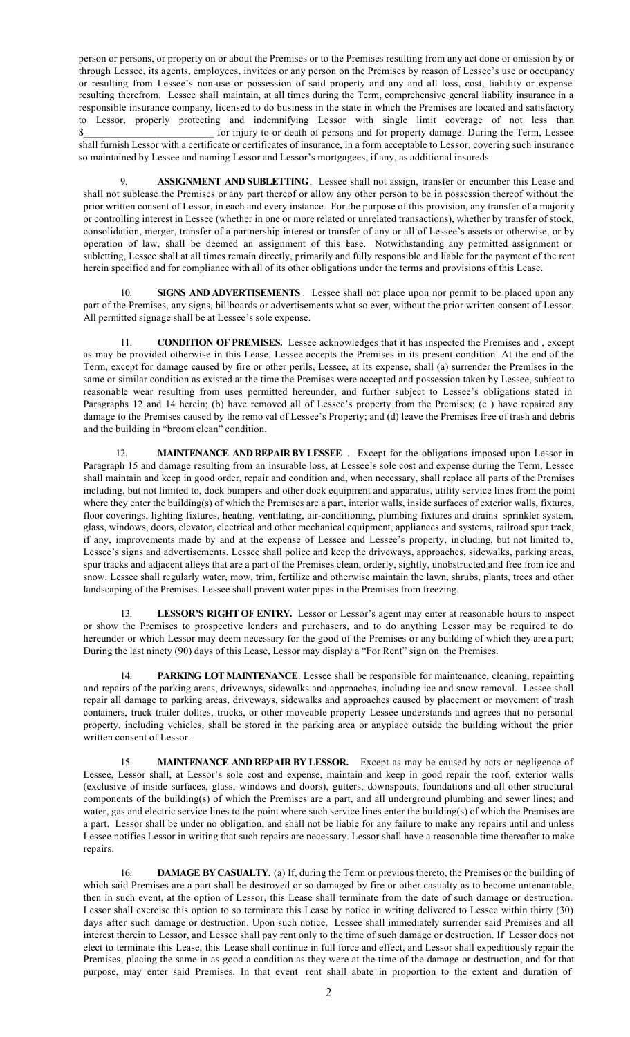person or persons, or property on or about the Premises or to the Premises resulting from any act done or omission by or through Lessee, its agents, employees, invitees or any person on the Premises by reason of Lessee's use or occupancy or resulting from Lessee's non-use or possession of said property and any and all loss, cost, liability or expense resulting therefrom. Lessee shall maintain, at all times during the Term, comprehensive general liability insurance in a responsible insurance company, licensed to do business in the state in which the Premises are located and satisfactory to Lessor, properly protecting and indemnifying Lessor with single limit coverage of not less than $_________________________ for injury to or death of persons and for property damage. During the Term, Lessee shall furnish Lessor with a certificate or certificates of insurance, in a form acceptable to Lessor, covering such insurance so maintained by Lessee and naming Lessor and Lessor's mortgagees, if any, as additional insureds.

9. **ASSIGNMENT AND SUBLETTING**. Lessee shall not assign, transfer or encumber this Lease and shall not sublease the Premises or any part thereof or allow any other person to be in possession thereof without the prior written consent of Lessor, in each and every instance. For the purpose of this provision, any transfer of a majority or controlling interest in Lessee (whether in one or more related or unrelated transactions), whether by transfer of stock, consolidation, merger, transfer of a partnership interest or transfer of any or all of Lessee's assets or otherwise, or by operation of law, shall be deemed an assignment of this lease. Notwithstanding any permitted assignment or subletting, Lessee shall at all times remain directly, primarily and fully responsible and liable for the payment of the rent herein specified and for compliance with all of its other obligations under the terms and provisions of this Lease.

10. **SIGNS AND ADVERTISEMENTS**. Lessee shall not place upon nor permit to be placed upon any part of the Premises, any signs, billboards or advertisements what so ever, without the prior written consent of Lessor. All permitted signage shall be at Lessee's sole expense.

11. **CONDITION OF PREMISES.** Lessee acknowledges that it has inspected the Premises and , except as may be provided otherwise in this Lease, Lessee accepts the Premises in its present condition. At the end of the Term, except for damage caused by fire or other perils, Lessee, at its expense, shall (a) surrender the Premises in the same or similar condition as existed at the time the Premises were accepted and possession taken by Lessee, subject to reasonable wear resulting from uses permitted hereunder, and further subject to Lessee's obligations stated in Paragraphs 12 and 14 herein; (b) have removed all of Lessee's property from the Premises; (c ) have repaired any damage to the Premises caused by the remo val of Lessee's Property; and (d) leave the Premises free of trash and debris and the building in "broom clean" condition.

12. **MAINTENANCE AND REPAIR BY LESSEE**. Except for the obligations imposed upon Lessor in Paragraph 15 and damage resulting from an insurable loss, at Lessee's sole cost and expense during the Term, Lessee shall maintain and keep in good order, repair and condition and, when necessary, shall replace all parts of the Premises including, but not limited to, dock bumpers and other dock equipment and apparatus, utility service lines from the point where they enter the building(s) of which the Premises are a part, interior walls, inside surfaces of exterior walls, fixtures, floor coverings, lighting fixtures, heating, ventilating, air-conditioning, plumbing fixtures and drains sprinkler system, glass, windows, doors, elevator, electrical and other mechanical equipment, appliances and systems, railroad spur track, if any, improvements made by and at the expense of Lessee and Lessee's property, including, but not limited to, Lessee's signs and advertisements. Lessee shall police and keep the driveways, approaches, sidewalks, parking areas, spur tracks and adjacent alleys that are a part of the Premises clean, orderly, sightly, unobstructed and free from ice and snow. Lessee shall regularly water, mow, trim, fertilize and otherwise maintain the lawn, shrubs, plants, trees and other landscaping of the Premises. Lessee shall prevent water pipes in the Premises from freezing.

13. **LESSOR'S RIGHT OF ENTRY.** Lessor or Lessor's agent may enter at reasonable hours to inspect or show the Premises to prospective lenders and purchasers, and to do anything Lessor may be required to do hereunder or which Lessor may deem necessary for the good of the Premises or any building of which they are a part; During the last ninety (90) days of this Lease, Lessor may display a "For Rent" sign on the Premises.

14. **PARKING LOT MAINTENANCE**. Lessee shall be responsible for maintenance, cleaning, repainting and repairs of the parking areas, driveways, sidewalks and approaches, including ice and snow removal. Lessee shall repair all damage to parking areas, driveways, sidewalks and approaches caused by placement or movement of trash containers, truck trailer dollies, trucks, or other moveable property Lessee understands and agrees that no personal property, including vehicles, shall be stored in the parking area or anyplace outside the building without the prior written consent of Lessor.

15. **MAINTENANCE AND REPAIR BY LESSOR.** Except as may be caused by acts or negligence of Lessee, Lessor shall, at Lessor's sole cost and expense, maintain and keep in good repair the roof, exterior walls (exclusive of inside surfaces, glass, windows and doors), gutters, downspouts, foundations and all other structural components of the building(s) of which the Premises are a part, and all underground plumbing and sewer lines; and water, gas and electric service lines to the point where such service lines enter the building(s) of which the Premises are a part. Lessor shall be under no obligation, and shall not be liable for any failure to make any repairs until and unless Lessee notifies Lessor in writing that such repairs are necessary. Lessor shall have a reasonable time thereafter to make repairs.

16. **DAMAGE BY CASUALTY.** (a) If, during the Term or previous thereto, the Premises or the building of which said Premises are a part shall be destroyed or so damaged by fire or other casualty as to become untenantable, then in such event, at the option of Lessor, this Lease shall terminate from the date of such damage or destruction. Lessor shall exercise this option to so terminate this Lease by notice in writing delivered to Lessee within thirty (30) days after such damage or destruction. Upon such notice, Lessee shall immediately surrender said Premises and all interest therein to Lessor, and Lessee shall pay rent only to the time of such damage or destruction. If Lessor does not elect to terminate this Lease, this Lease shall continue in full force and effect, and Lessor shall expeditiously repair the Premises, placing the same in as good a condition as they were at the time of the damage or destruction, and for that purpose, may enter said Premises. In that event rent shall abate in proportion to the extent and duration of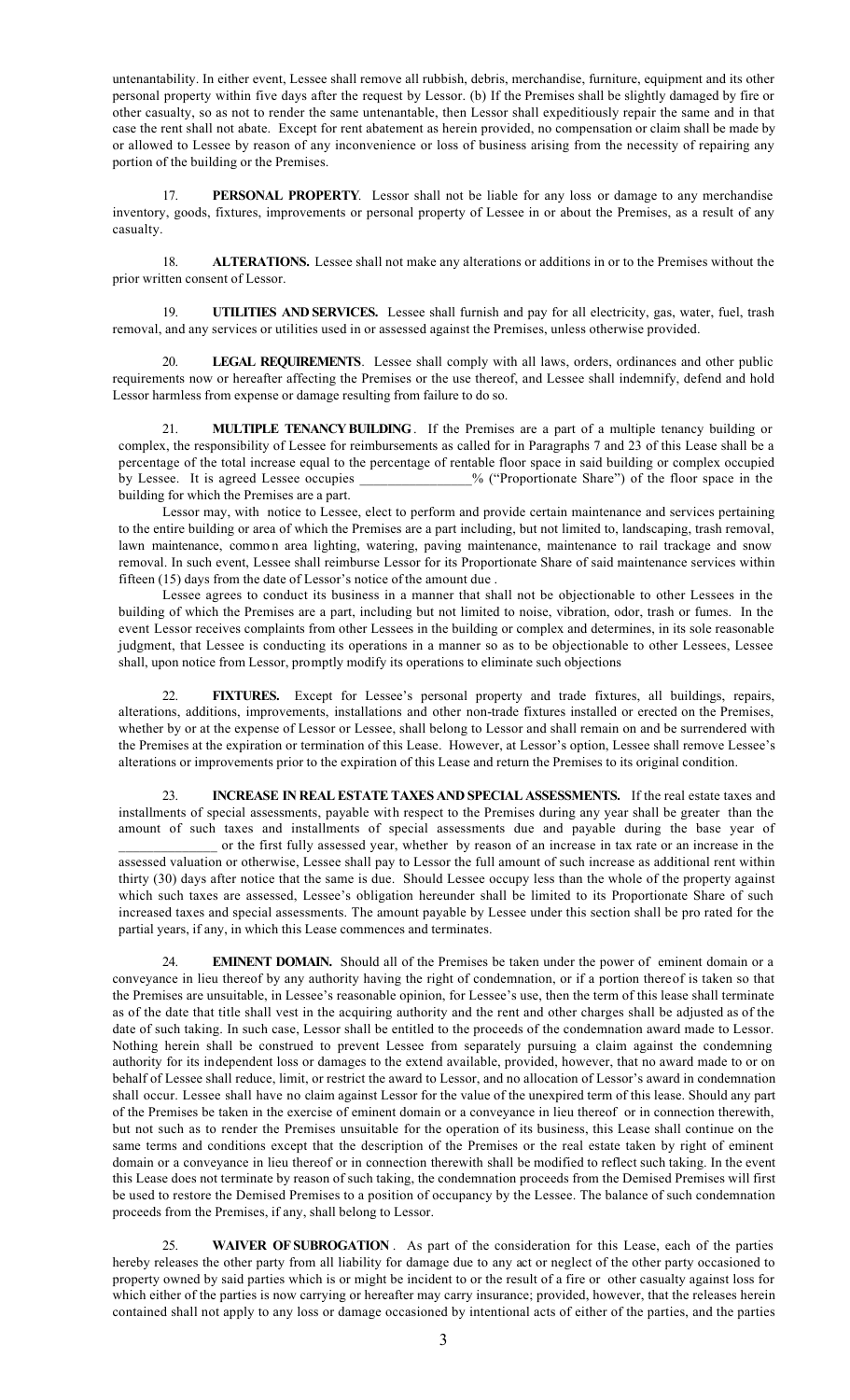untenantability. In either event, Lessee shall remove all rubbish, debris, merchandise, furniture, equipment and its other personal property within five days after the request by Lessor. (b) If the Premises shall be slightly damaged by fire or other casualty, so as not to render the same untenantable, then Lessor shall expeditiously repair the same and in that case the rent shall not abate. Except for rent abatement as herein provided, no compensation or claim shall be made by or allowed to Lessee by reason of any inconvenience or loss of business arising from the necessity of repairing any portion of the building or the Premises.

17. **PERSONAL PROPERTY**. Lessor shall not be liable for any loss or damage to any merchandise inventory, goods, fixtures, improvements or personal property of Lessee in or about the Premises, as a result of any casualty.

18. **ALTERATIONS.** Lessee shall not make any alterations or additions in or to the Premises without the prior written consent of Lessor.

19. **UTILITIES AND SERVICES.** Lessee shall furnish and pay for all electricity, gas, water, fuel, trash removal, and any services or utilities used in or assessed against the Premises, unless otherwise provided.

20. **LEGAL REQUIREMENTS**. Lessee shall comply with all laws, orders, ordinances and other public requirements now or hereafter affecting the Premises or the use thereof, and Lessee shall indemnify, defend and hold Lessor harmless from expense or damage resulting from failure to do so.

21. **MULTIPLE TENANCY BUILDING**. If the Premises are a part of a multiple tenancy building or complex, the responsibility of Lessee for reimbursements as called for in Paragraphs 7 and 23 of this Lease shall be a percentage of the total increase equal to the percentage of rentable floor space in said building or complex occupied by Lessee. It is agreed Lessee occupies ________________% ("Proportionate Share") of the floor space in the building for which the Premises are a part.

Lessor may, with notice to Lessee, elect to perform and provide certain maintenance and services pertaining to the entire building or area of which the Premises are a part including, but not limited to, landscaping, trash removal, lawn maintenance, common area lighting, watering, paving maintenance, maintenance to rail trackage and snow removal. In such event, Lessee shall reimburse Lessor for its Proportionate Share of said maintenance services within fifteen (15) days from the date of Lessor's notice of the amount due .

Lessee agrees to conduct its business in a manner that shall not be objectionable to other Lessees in the building of which the Premises are a part, including but not limited to noise, vibration, odor, trash or fumes. In the event Lessor receives complaints from other Lessees in the building or complex and determines, in its sole reasonable judgment, that Lessee is conducting its operations in a manner so as to be objectionable to other Lessees, Lessee shall, upon notice from Lessor, promptly modify its operations to eliminate such objections

22. **FIXTURES.** Except for Lessee's personal property and trade fixtures, all buildings, repairs, alterations, additions, improvements, installations and other non-trade fixtures installed or erected on the Premises, whether by or at the expense of Lessor or Lessee, shall belong to Lessor and shall remain on and be surrendered with the Premises at the expiration or termination of this Lease. However, at Lessor's option, Lessee shall remove Lessee's alterations or improvements prior to the expiration of this Lease and return the Premises to its original condition.

23. **INCREASE IN REAL ESTATE TAXES AND SPECIAL ASSESSMENTS.** If the real estate taxes and installments of special assessments, payable with respect to the Premises during any year shall be greater than the amount of such taxes and installments of special assessments due and payable during the base year of ______________ or the first fully assessed year, whether by reason of an increase in tax rate or an increase in the assessed valuation or otherwise, Lessee shall pay to Lessor the full amount of such increase as additional rent within thirty (30) days after notice that the same is due. Should Lessee occupy less than the whole of the property against which such taxes are assessed, Lessee's obligation hereunder shall be limited to its Proportionate Share of such increased taxes and special assessments. The amount payable by Lessee under this section shall be pro rated for the partial years, if any, in which this Lease commences and terminates.

24. **EMINENT DOMAIN.** Should all of the Premises be taken under the power of eminent domain or a conveyance in lieu thereof by any authority having the right of condemnation, or if a portion thereof is taken so that the Premises are unsuitable, in Lessee's reasonable opinion, for Lessee's use, then the term of this lease shall terminate as of the date that title shall vest in the acquiring authority and the rent and other charges shall be adjusted as of the date of such taking. In such case, Lessor shall be entitled to the proceeds of the condemnation award made to Lessor. Nothing herein shall be construed to prevent Lessee from separately pursuing a claim against the condemning authority for its independent loss or damages to the extend available, provided, however, that no award made to or on behalf of Lessee shall reduce, limit, or restrict the award to Lessor, and no allocation of Lessor's award in condemnation shall occur. Lessee shall have no claim against Lessor for the value of the unexpired term of this lease. Should any part of the Premises be taken in the exercise of eminent domain or a conveyance in lieu thereof or in connection therewith, but not such as to render the Premises unsuitable for the operation of its business, this Lease shall continue on the same terms and conditions except that the description of the Premises or the real estate taken by right of eminent domain or a conveyance in lieu thereof or in connection therewith shall be modified to reflect such taking. In the event this Lease does not terminate by reason of such taking, the condemnation proceeds from the Demised Premises will first be used to restore the Demised Premises to a position of occupancy by the Lessee. The balance of such condemnation proceeds from the Premises, if any, shall belong to Lessor.

25. **WAIVER OF SUBROGATION**. As part of the consideration for this Lease, each of the parties hereby releases the other party from all liability for damage due to any act or neglect of the other party occasioned to property owned by said parties which is or might be incident to or the result of a fire or other casualty against loss for which either of the parties is now carrying or hereafter may carry insurance; provided, however, that the releases herein contained shall not apply to any loss or damage occasioned by intentional acts of either of the parties, and the parties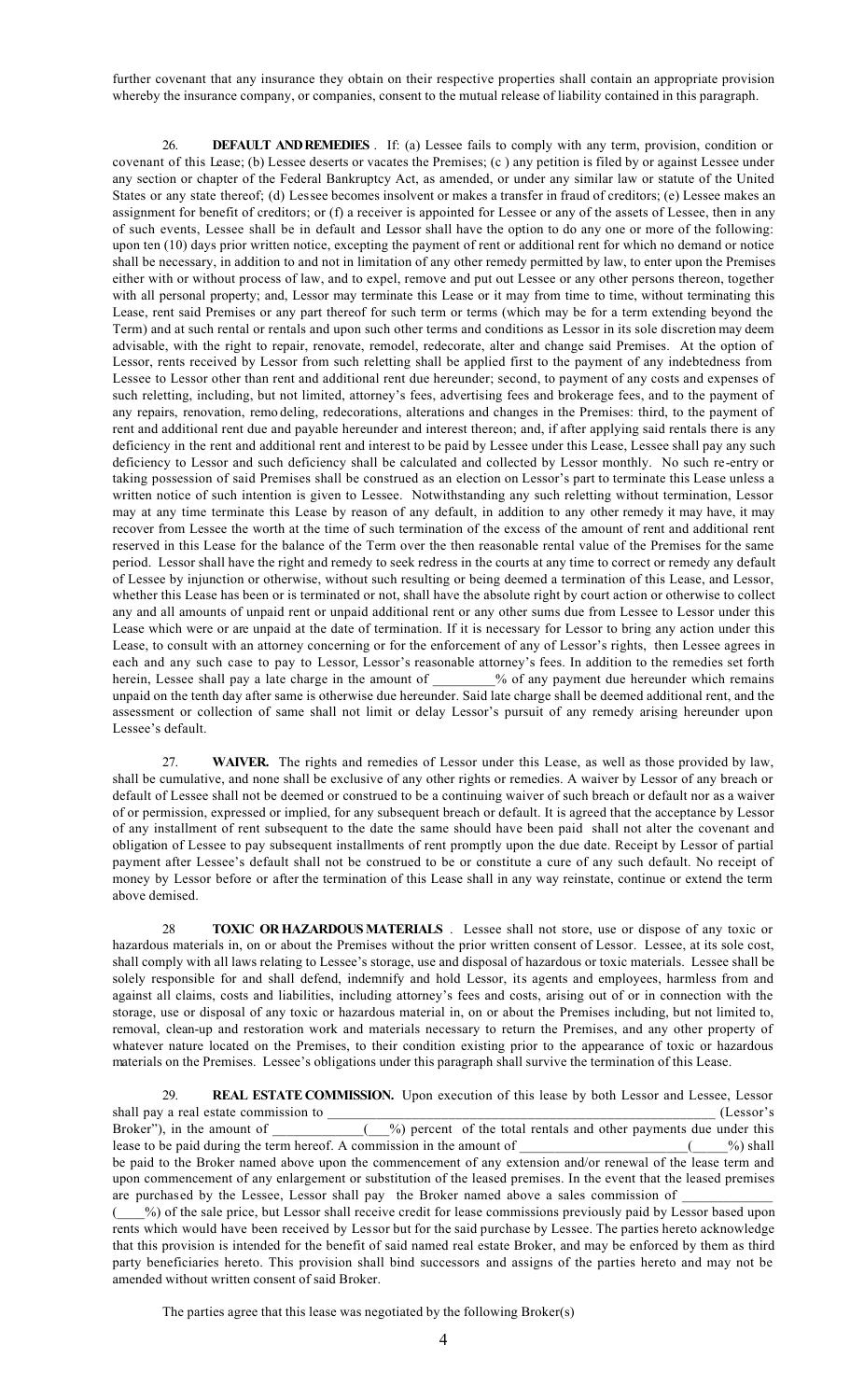further covenant that any insurance they obtain on their respective properties shall contain an appropriate provision whereby the insurance company, or companies, consent to the mutual release of liability contained in this paragraph.

26. **DEFAULT AND REMEDIES**. If: (a) Lessee fails to comply with any term, provision, condition or covenant of this Lease; (b) Lessee deserts or vacates the Premises; (c ) any petition is filed by or against Lessee under any section or chapter of the Federal Bankruptcy Act, as amended, or under any similar law or statute of the United States or any state thereof; (d) Lessee becomes insolvent or makes a transfer in fraud of creditors; (e) Lessee makes an assignment for benefit of creditors; or (f) a receiver is appointed for Lessee or any of the assets of Lessee, then in any of such events, Lessee shall be in default and Lessor shall have the option to do any one or more of the following: upon ten (10) days prior written notice, excepting the payment of rent or additional rent for which no demand or notice shall be necessary, in addition to and not in limitation of any other remedy permitted by law, to enter upon the Premises either with or without process of law, and to expel, remove and put out Lessee or any other persons thereon, together with all personal property; and, Lessor may terminate this Lease or it may from time to time, without terminating this Lease, rent said Premises or any part thereof for such term or terms (which may be for a term extending beyond the Term) and at such rental or rentals and upon such other terms and conditions as Lessor in its sole discretion may deem advisable, with the right to repair, renovate, remodel, redecorate, alter and change said Premises. At the option of Lessor, rents received by Lessor from such reletting shall be applied first to the payment of any indebtedness from Lessee to Lessor other than rent and additional rent due hereunder; second, to payment of any costs and expenses of such reletting, including, but not limited, attorney's fees, advertising fees and brokerage fees, and to the payment of any repairs, renovation, remodeling, redecorations, alterations and changes in the Premises: third, to the payment of rent and additional rent due and payable hereunder and interest thereon; and, if after applying said rentals there is any deficiency in the rent and additional rent and interest to be paid by Lessee under this Lease, Lessee shall pay any such deficiency to Lessor and such deficiency shall be calculated and collected by Lessor monthly. No such re-entry or taking possession of said Premises shall be construed as an election on Lessor's part to terminate this Lease unless a written notice of such intention is given to Lessee. Notwithstanding any such reletting without termination, Lessor may at any time terminate this Lease by reason of any default, in addition to any other remedy it may have, it may recover from Lessee the worth at the time of such termination of the excess of the amount of rent and additional rent reserved in this Lease for the balance of the Term over the then reasonable rental value of the Premises for the same period. Lessor shall have the right and remedy to seek redress in the courts at any time to correct or remedy any default of Lessee by injunction or otherwise, without such resulting or being deemed a termination of this Lease, and Lessor, whether this Lease has been or is terminated or not, shall have the absolute right by court action or otherwise to collect any and all amounts of unpaid rent or unpaid additional rent or any other sums due from Lessee to Lessor under this Lease which were or are unpaid at the date of termination. If it is necessary for Lessor to bring any action under this Lease, to consult with an attorney concerning or for the enforcement of any of Lessor's rights, then Lessee agrees in each and any such case to pay to Lessor, Lessor's reasonable attorney's fees. In addition to the remedies set forth herein, Lessee shall pay a late charge in the amount of _________% of any payment due hereunder which remains unpaid on the tenth day after same is otherwise due hereunder. Said late charge shall be deemed additional rent, and the assessment or collection of same shall not limit or delay Lessor's pursuit of any remedy arising hereunder upon Lessee's default.

27. **WAIVER.** The rights and remedies of Lessor under this Lease, as well as those provided by law, shall be cumulative, and none shall be exclusive of any other rights or remedies. A waiver by Lessor of any breach or default of Lessee shall not be deemed or construed to be a continuing waiver of such breach or default nor as a waiver of or permission, expressed or implied, for any subsequent breach or default. It is agreed that the acceptance by Lessor of any installment of rent subsequent to the date the same should have been paid shall not alter the covenant and obligation of Lessee to pay subsequent installments of rent promptly upon the due date. Receipt by Lessor of partial payment after Lessee's default shall not be construed to be or constitute a cure of any such default. No receipt of money by Lessor before or after the termination of this Lease shall in any way reinstate, continue or extend the term above demised.

28 **TOXIC OR HAZARDOUS MATERIALS**. Lessee shall not store, use or dispose of any toxic or hazardous materials in, on or about the Premises without the prior written consent of Lessor. Lessee, at its sole cost, shall comply with all laws relating to Lessee's storage, use and disposal of hazardous or toxic materials. Lessee shall be solely responsible for and shall defend, indemnify and hold Lessor, its agents and employees, harmless from and against all claims, costs and liabilities, including attorney's fees and costs, arising out of or in connection with the storage, use or disposal of any toxic or hazardous material in, on or about the Premises including, but not limited to, removal, clean-up and restoration work and materials necessary to return the Premises, and any other property of whatever nature located on the Premises, to their condition existing prior to the appearance of toxic or hazardous materials on the Premises. Lessee's obligations under this paragraph shall survive the termination of this Lease.

29. **REAL ESTATE COMMISSION.** Upon execution of this lease by both Lessor and Lessee, Lessor shall pay a real estate commission to ________________________________________________________ (Lessor's Broker"), in the amount of _____________(___%) percent of the total rentals and other payments due under this lease to be paid during the term hereof. A commission in the amount of ________________________(_____%) shall be paid to the Broker named above upon the commencement of any extension and/or renewal of the lease term and upon commencement of any enlargement or substitution of the leased premises. In the event that the leased premises are purchased by the Lessee, Lessor shall pay the Broker named above a sales commission of _____________ (____%) of the sale price, but Lessor shall receive credit for lease commissions previously paid by Lessor based upon rents which would have been received by Lessor but for the said purchase by Lessee. The parties hereto acknowledge that this provision is intended for the benefit of said named real estate Broker, and may be enforced by them as third party beneficiaries hereto. This provision shall bind successors and assigns of the parties hereto and may not be amended without written consent of said Broker.

The parties agree that this lease was negotiated by the following Broker(s)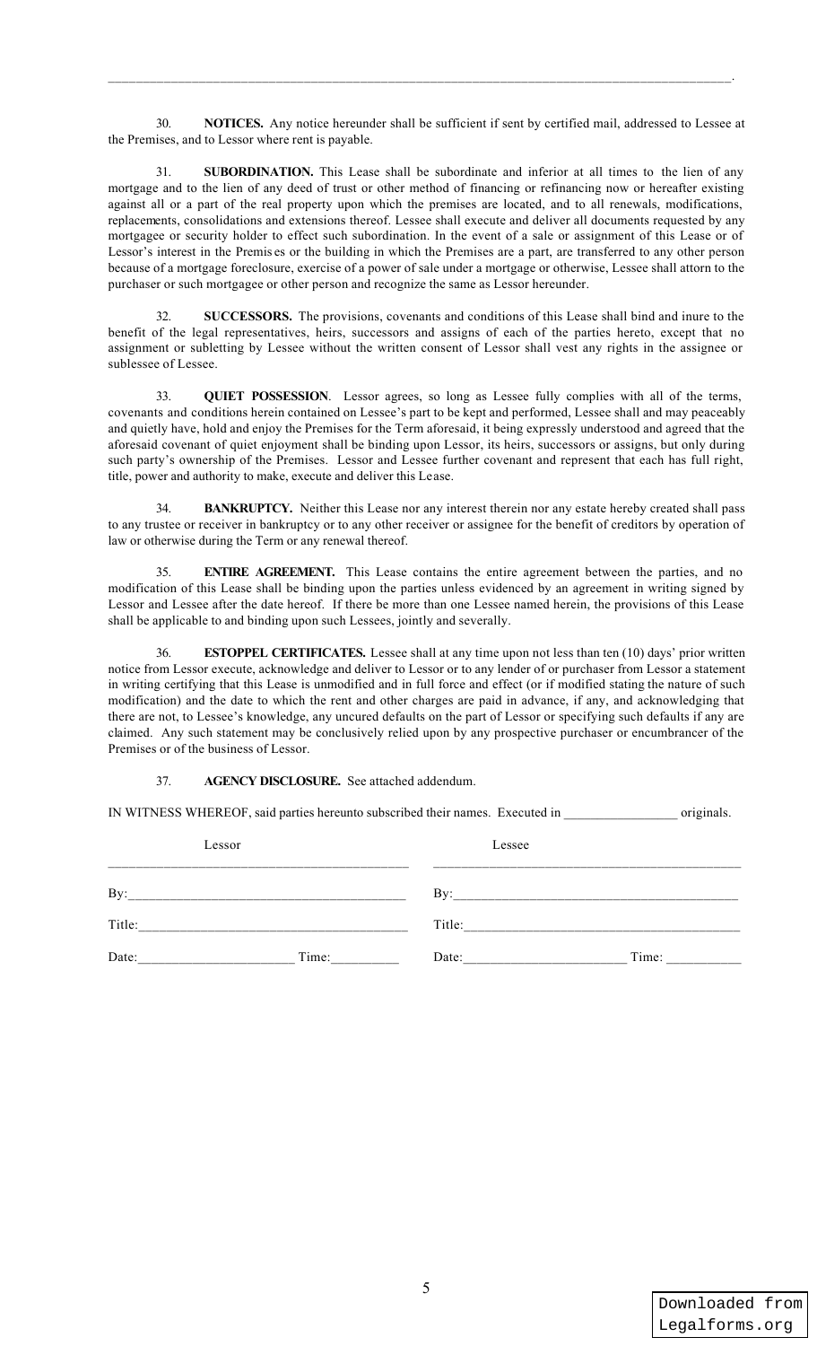______________________________________________________________________________________________.

30. **NOTICES.** Any notice hereunder shall be sufficient if sent by certified mail, addressed to Lessee at the Premises, and to Lessor where rent is payable.

31. **SUBORDINATION.** This Lease shall be subordinate and inferior at all times to the lien of any mortgage and to the lien of any deed of trust or other method of financing or refinancing now or hereafter existing against all or a part of the real property upon which the premises are located, and to all renewals, modifications, replacements, consolidations and extensions thereof. Lessee shall execute and deliver all documents requested by any mortgagee or security holder to effect such subordination. In the event of a sale or assignment of this Lease or of Lessor's interest in the Premises or the building in which the Premises are a part, are transferred to any other person because of a mortgage foreclosure, exercise of a power of sale under a mortgage or otherwise, Lessee shall attorn to the purchaser or such mortgagee or other person and recognize the same as Lessor hereunder.

32. **SUCCESSORS.** The provisions, covenants and conditions of this Lease shall bind and inure to the benefit of the legal representatives, heirs, successors and assigns of each of the parties hereto, except that no assignment or subletting by Lessee without the written consent of Lessor shall vest any rights in the assignee or sublessee of Lessee.

33. **QUIET POSSESSION**. Lessor agrees, so long as Lessee fully complies with all of the terms, covenants and conditions herein contained on Lessee's part to be kept and performed, Lessee shall and may peaceably and quietly have, hold and enjoy the Premises for the Term aforesaid, it being expressly understood and agreed that the aforesaid covenant of quiet enjoyment shall be binding upon Lessor, its heirs, successors or assigns, but only during such party's ownership of the Premises. Lessor and Lessee further covenant and represent that each has full right, title, power and authority to make, execute and deliver this Lease.

34. **BANKRUPTCY.** Neither this Lease nor any interest therein nor any estate hereby created shall pass to any trustee or receiver in bankruptcy or to any other receiver or assignee for the benefit of creditors by operation of law or otherwise during the Term or any renewal thereof.

35. **ENTIRE AGREEMENT.** This Lease contains the entire agreement between the parties, and no modification of this Lease shall be binding upon the parties unless evidenced by an agreement in writing signed by Lessor and Lessee after the date hereof. If there be more than one Lessee named herein, the provisions of this Lease shall be applicable to and binding upon such Lessees, jointly and severally.

36. **ESTOPPEL CERTIFICATES.** Lessee shall at any time upon not less than ten (10) days' prior written notice from Lessor execute, acknowledge and deliver to Lessor or to any lender of or purchaser from Lessor a statement in writing certifying that this Lease is unmodified and in full force and effect (or if modified stating the nature of such modification) and the date to which the rent and other charges are paid in advance, if any, and acknowledging that there are not, to Lessee's knowledge, any uncured defaults on the part of Lessor or specifying such defaults if any are claimed. Any such statement may be conclusively relied upon by any prospective purchaser or encumbrancer of the Premises or of the business of Lessor.

37. **AGENCY DISCLOSURE.** See attached addendum.

IN WITNESS WHEREOF, said parties hereunto subscribed their names. Executed in ________________ originals.

| Lessor | Lessee |
|---|---|
| ___________________________________________ | ___________________________________________ |
| By:_______________________________________ | By:_______________________________________ |
| Title:_____________________________________ | Title:_____________________________________ |
| Date:______________________ Time:__________ | Date:_______________________ Time: __________ |